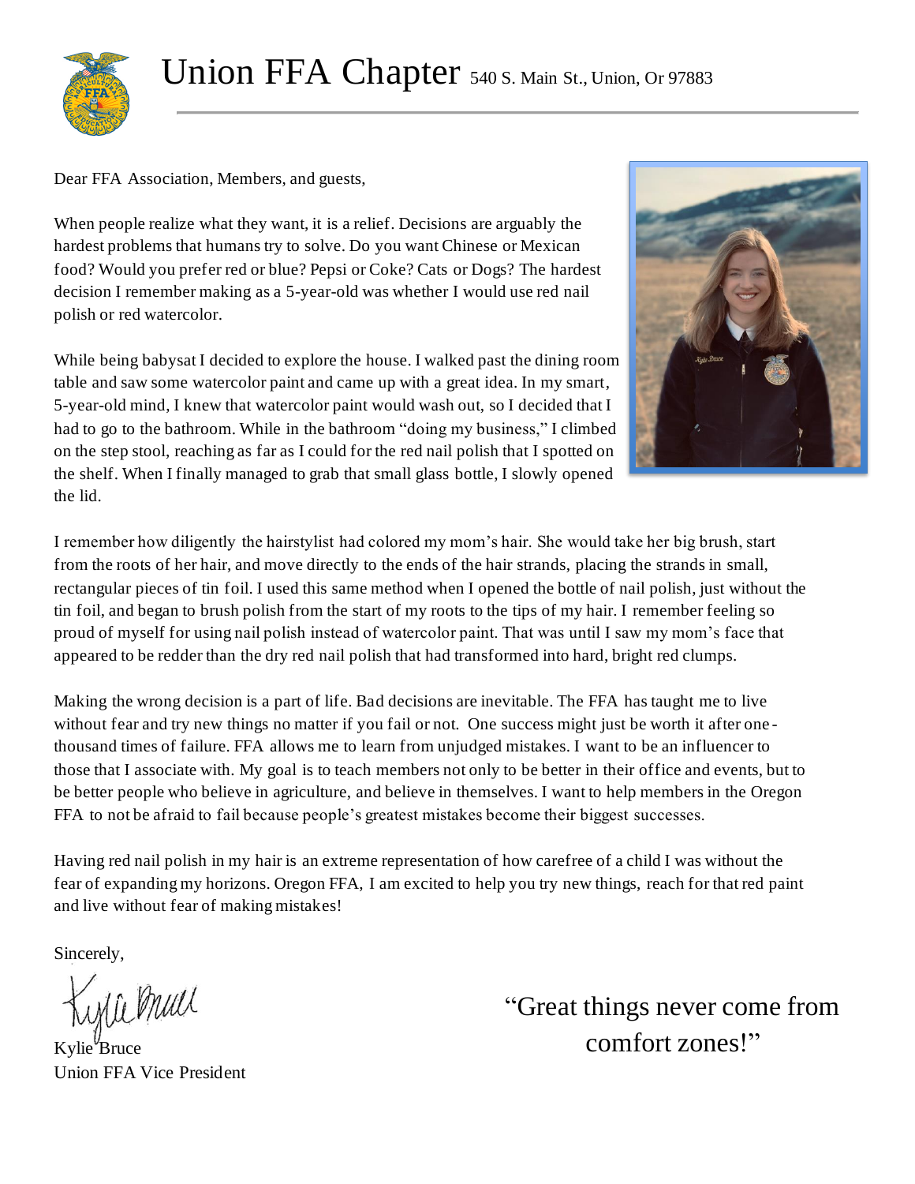# Union FFA Chapter 540 S. Main St., Union, Or 97883

Dear FFA Association, Members, and guests,

When people realize what they want, it is a relief. Decisions are arguably the hardest problems that humans try to solve. Do you want Chinese or Mexican food? Would you prefer red or blue? Pepsi or Coke? Cats or Dogs? The hardest decision I remember making as a 5-year-old was whether I would use red nail polish or red watercolor.

While being babysat I decided to explore the house. I walked past the dining room table and saw some watercolor paint and came up with a great idea. In my smart, 5-year-old mind, I knew that watercolor paint would wash out, so I decided that I had to go to the bathroom. While in the bathroom "doing my business," I climbed on the step stool, reaching as far as I could for the red nail polish that I spotted on the shelf. When I finally managed to grab that small glass bottle, I slowly opened the lid.

I remember how diligently the hairstylist had colored my mom's hair. She would take her big brush, start from the roots of her hair, and move directly to the ends of the hair strands, placing the strands in small, rectangular pieces of tin foil. I used this same method when I opened the bottle of nail polish, just without the tin foil, and began to brush polish from the start of my roots to the tips of my hair. I remember feeling so proud of myself for using nail polish instead of watercolor paint. That was until I saw my mom's face that appeared to be redder than the dry red nail polish that had transformed into hard, bright red clumps.

Making the wrong decision is a part of life. Bad decisions are inevitable. The FFA has taught me to live without fear and try new things no matter if you fail or not. One success might just be worth it after one-thousand times of failure. FFA allows me to learn from unjudged mistakes. I want to be an influencer to those that I associate with. My goal is to teach members not only to be better in their office and events, but to be better people who believe in agriculture, and believe in themselves. I want to help members in the Oregon FFA to not be afraid to fail because people's greatest mistakes become their biggest successes.

Having red nail polish in my hair is an extreme representation of how carefree of a child I was without the fear of expanding my horizons. Oregon FFA, I am excited to help you try new things, reach for that red paint and live without fear of making mistakes!

Sincerely,

Kylie Bruce
Union FFA Vice President

"Great things never come from comfort zones!"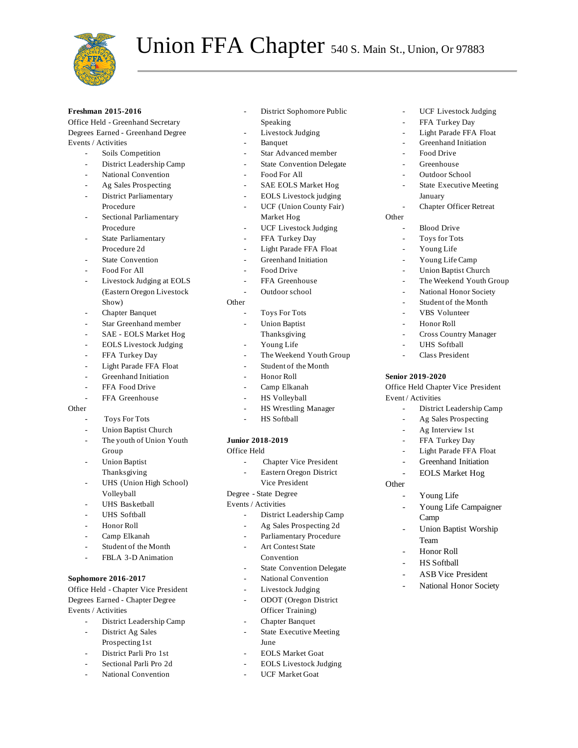# Union FFA Chapter 540 S. Main St., Union, Or 97883

**Freshman 2015-2016**

Office Held - Greenhand Secretary

Degrees Earned - Greenhand Degree

Events / Activities

- Soils Competition
- District Leadership Camp
- National Convention
- Ag Sales Prospecting
- District Parliamentary Procedure
- Sectional Parliamentary Procedure
- State Parliamentary Procedure 2d
- State Convention
- Food For All
- Livestock Judging at EOLS (Eastern Oregon Livestock Show)
- Chapter Banquet
- Star Greenhand member
- SAE - EOLS Market Hog
- EOLS Livestock Judging
- FFA Turkey Day
- Light Parade FFA Float
- Greenhand Initiation
- FFA Food Drive
- FFA Greenhouse

Other

- Toys For Tots
- Union Baptist Church
- The youth of Union Youth Group
- Union Baptist Thanksgiving
- UHS (Union High School) Volleyball
- UHS Basketball
- UHS Softball
- Honor Roll
- Camp Elkanah
- Student of the Month
- FBLA 3-D Animation

**Sophomore 2016-2017**

Office Held - Chapter Vice President

Degrees Earned - Chapter Degree

Events / Activities

- District Leadership Camp
- District Ag Sales Prospecting 1st
- District Parli Pro 1st
- Sectional Parli Pro 2d
- National Convention
- District Sophomore Public Speaking
- Livestock Judging
- Banquet
- Star Advanced member
- State Convention Delegate
- Food For All
- SAE EOLS Market Hog
- EOLS Livestock judging
- UCF (Union County Fair) Market Hog
- UCF Livestock Judging
- FFA Turkey Day
- Light Parade FFA Float
- Greenhand Initiation
- Food Drive
- FFA Greenhouse
- Outdoor school

Other

- Toys For Tots
- Union Baptist Thanksgiving
- Young Life
- The Weekend Youth Group
- Student of the Month
- Honor Roll
- Camp Elkanah
- HS Volleyball
- HS Wrestling Manager
- HS Softball

**Junior 2018-2019**

Office Held

- Chapter Vice President
- Eastern Oregon District Vice President

Degree - State Degree

Events / Activities

- District Leadership Camp
- Ag Sales Prospecting 2d
- Parliamentary Procedure
- Art Contest State Convention
- State Convention Delegate
- National Convention
- Livestock Judging
- ODOT (Oregon District Officer Training)
- Chapter Banquet
- State Executive Meeting June
- EOLS Market Goat
- EOLS Livestock Judging
- UCF Market Goat
- UCF Livestock Judging
- FFA Turkey Day
- Light Parade FFA Float
- Greenhand Initiation
- Food Drive
- Greenhouse
- Outdoor School
- State Executive Meeting January
- Chapter Officer Retreat

Other

- Blood Drive
- Toys for Tots
- Young Life
- Young Life Camp
- Union Baptist Church
- The Weekend Youth Group
- National Honor Society
- Student of the Month
- VBS Volunteer
- Honor Roll
- Cross Country Manager
- UHS Softball
- Class President

**Senior 2019-2020**

Office Held Chapter Vice President

Event / Activities

- District Leadership Camp
- Ag Sales Prospecting
- Ag Interview 1st
- FFA Turkey Day
- Light Parade FFA Float
- Greenhand Initiation
- EOLS Market Hog

Other

- Young Life
- Young Life Campaigner Camp
- Union Baptist Worship Team
- Honor Roll
- HS Softball
- ASB Vice President
- National Honor Society